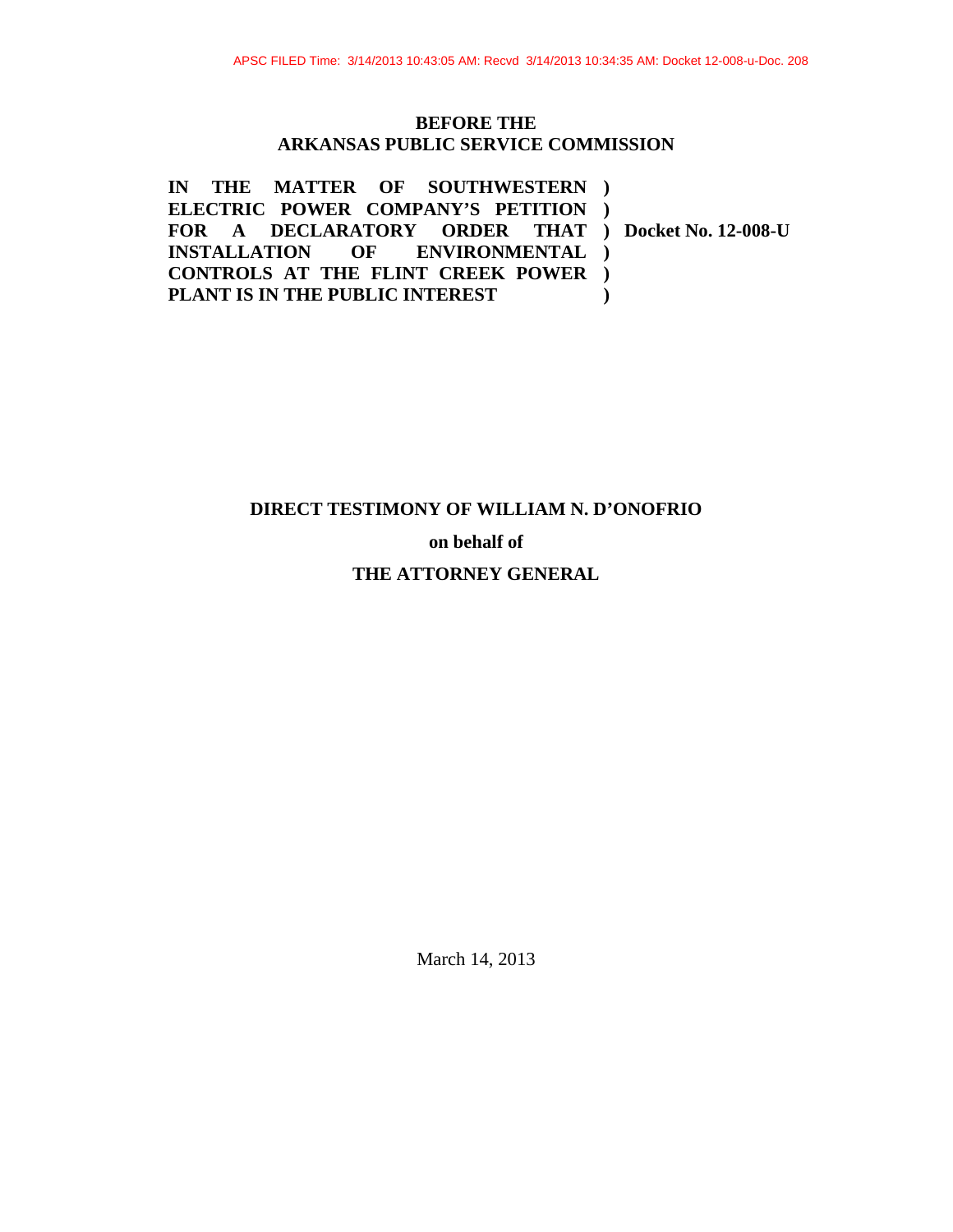APSC FILED Time: 3/14/2013 10:43:05 AM: Recvd 3/14/2013 10:34:35 AM: Docket 12-008-u-Doc. 208

**BEFORE THE**
**ARKANSAS PUBLIC SERVICE COMMISSION**

| | | |
|---|---|---|
| **IN THE MATTER OF SOUTHWESTERN ELECTRIC POWER COMPANY'S PETITION FOR A DECLARATORY ORDER THAT INSTALLATION OF ENVIRONMENTAL CONTROLS AT THE FLINT CREEK POWER PLANT IS IN THE PUBLIC INTEREST** | **)**<br>**)**<br>**)**<br>**)**<br>**)**<br>**)** | **Docket No. 12-008-U** |

**DIRECT TESTIMONY OF WILLIAM N. D'ONOFRIO**

**on behalf of**

**THE ATTORNEY GENERAL**

March 14, 2013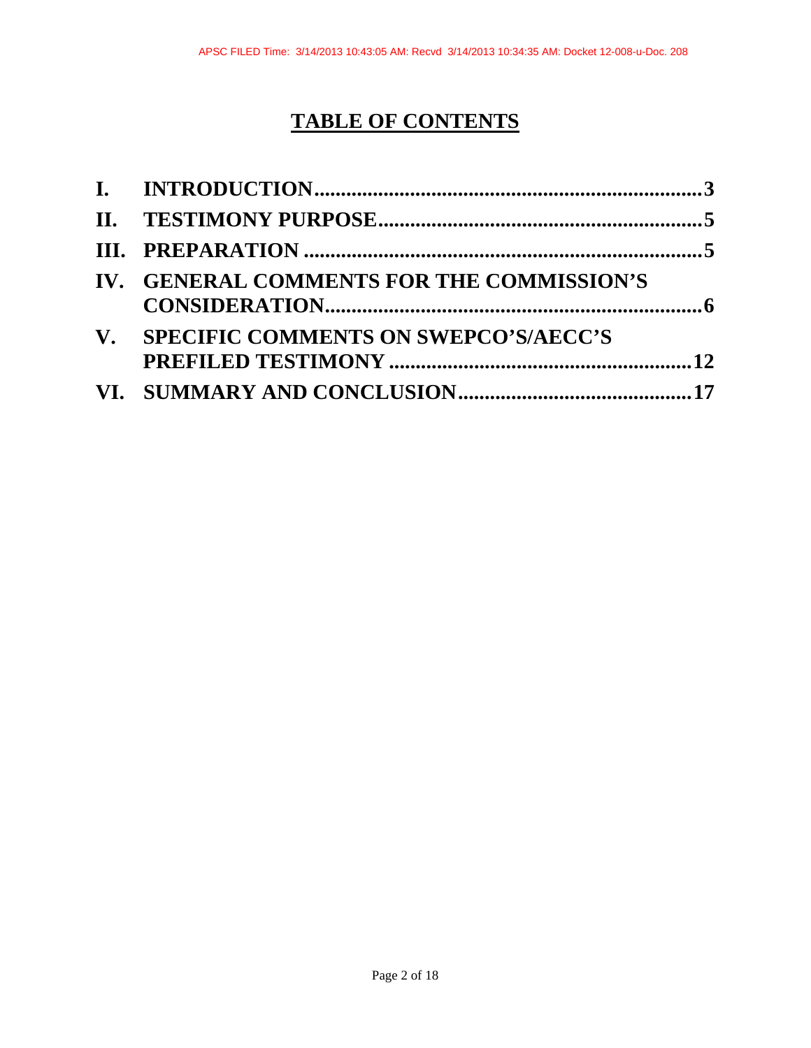# TABLE OF CONTENTS

| | | |
|---|---|---|
| **I.** | **INTRODUCTION** | **3** |
| **II.** | **TESTIMONY PURPOSE** | **5** |
| **III.** | **PREPARATION** | **5** |
| **IV.** | **GENERAL COMMENTS FOR THE COMMISSION'S CONSIDERATION** | **6** |
| **V.** | **SPECIFIC COMMENTS ON SWEPCO'S/AECC'S PREFILED TESTIMONY** | **12** |
| **VI.** | **SUMMARY AND CONCLUSION** | **17** |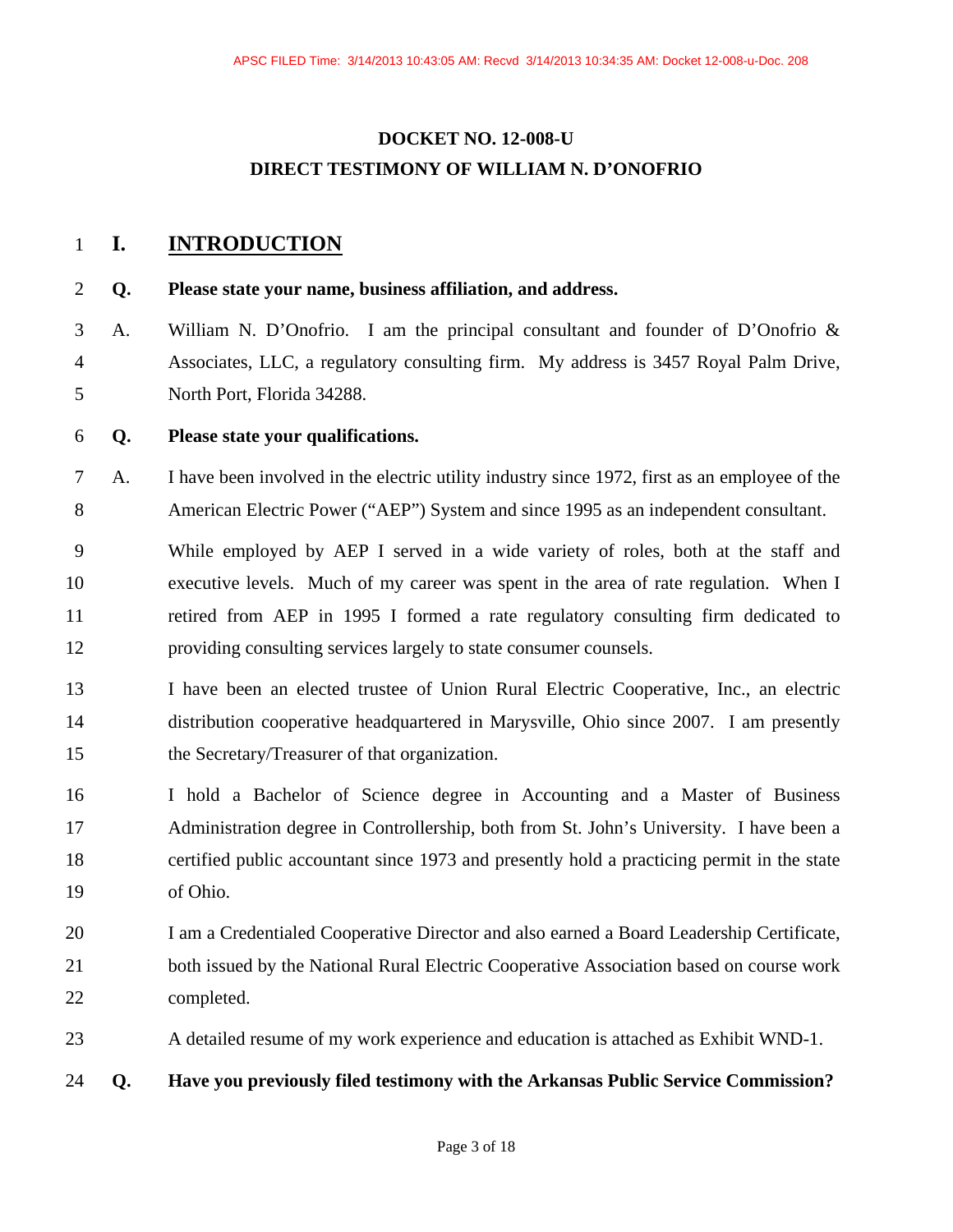# DOCKET NO. 12-008-U
# DIRECT TESTIMONY OF WILLIAM N. D'ONOFRIO

## I. INTRODUCTION

**Q. Please state your name, business affiliation, and address.**

A. William N. D'Onofrio. I am the principal consultant and founder of D'Onofrio & Associates, LLC, a regulatory consulting firm. My address is 3457 Royal Palm Drive, North Port, Florida 34288.

**Q. Please state your qualifications.**

A. I have been involved in the electric utility industry since 1972, first as an employee of the American Electric Power ("AEP") System and since 1995 as an independent consultant.

While employed by AEP I served in a wide variety of roles, both at the staff and executive levels. Much of my career was spent in the area of rate regulation. When I retired from AEP in 1995 I formed a rate regulatory consulting firm dedicated to providing consulting services largely to state consumer counsels.

I have been an elected trustee of Union Rural Electric Cooperative, Inc., an electric distribution cooperative headquartered in Marysville, Ohio since 2007. I am presently the Secretary/Treasurer of that organization.

I hold a Bachelor of Science degree in Accounting and a Master of Business Administration degree in Controllership, both from St. John's University. I have been a certified public accountant since 1973 and presently hold a practicing permit in the state of Ohio.

I am a Credentialed Cooperative Director and also earned a Board Leadership Certificate, both issued by the National Rural Electric Cooperative Association based on course work completed.

A detailed resume of my work experience and education is attached as Exhibit WND-1.

**Q. Have you previously filed testimony with the Arkansas Public Service Commission?**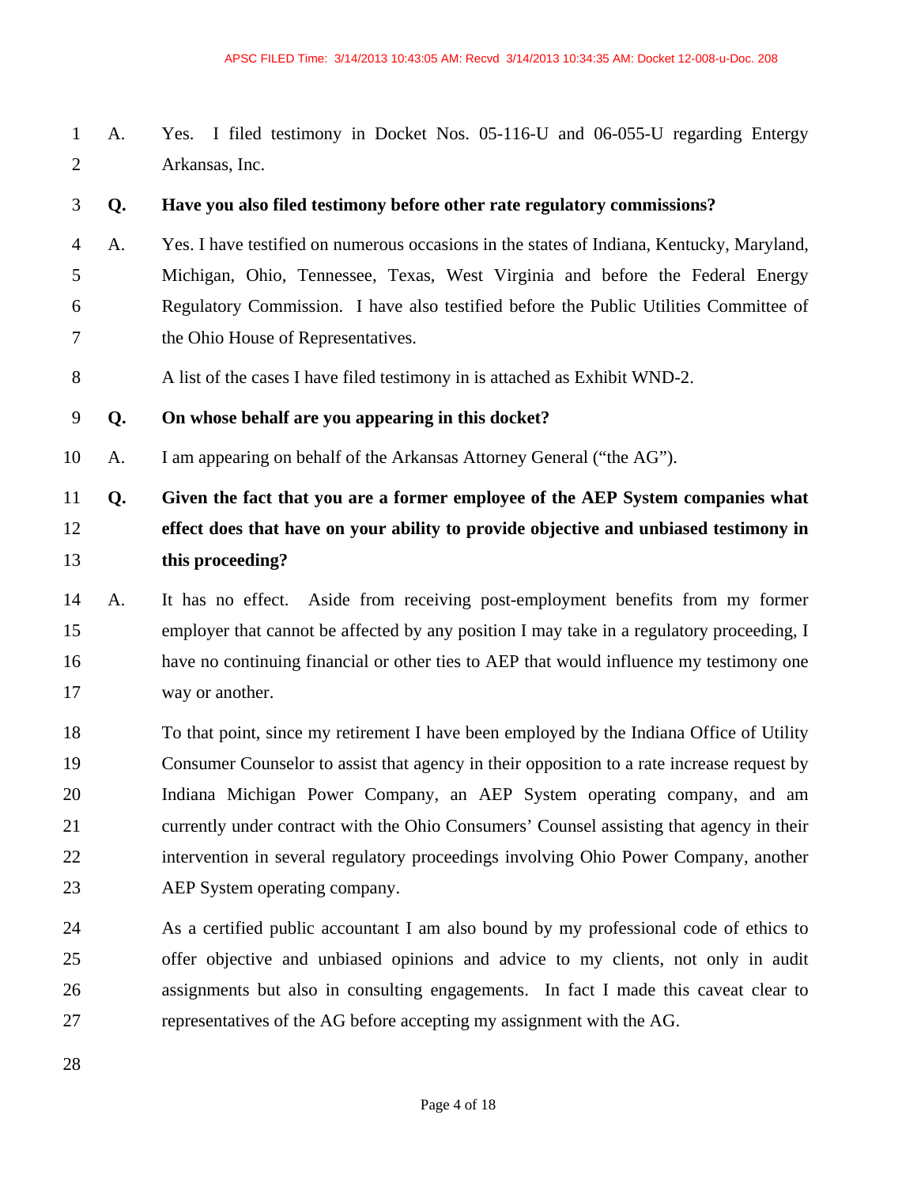A. Yes. I filed testimony in Docket Nos. 05-116-U and 06-055-U regarding Entergy Arkansas, Inc.

**Q. Have you also filed testimony before other rate regulatory commissions?**

A. Yes. I have testified on numerous occasions in the states of Indiana, Kentucky, Maryland, Michigan, Ohio, Tennessee, Texas, West Virginia and before the Federal Energy Regulatory Commission. I have also testified before the Public Utilities Committee of the Ohio House of Representatives.

A list of the cases I have filed testimony in is attached as Exhibit WND-2.

**Q. On whose behalf are you appearing in this docket?**

A. I am appearing on behalf of the Arkansas Attorney General ("the AG").

**Q. Given the fact that you are a former employee of the AEP System companies what effect does that have on your ability to provide objective and unbiased testimony in this proceeding?**

A. It has no effect. Aside from receiving post-employment benefits from my former employer that cannot be affected by any position I may take in a regulatory proceeding, I have no continuing financial or other ties to AEP that would influence my testimony one way or another.

To that point, since my retirement I have been employed by the Indiana Office of Utility Consumer Counselor to assist that agency in their opposition to a rate increase request by Indiana Michigan Power Company, an AEP System operating company, and am currently under contract with the Ohio Consumers' Counsel assisting that agency in their intervention in several regulatory proceedings involving Ohio Power Company, another AEP System operating company.

As a certified public accountant I am also bound by my professional code of ethics to offer objective and unbiased opinions and advice to my clients, not only in audit assignments but also in consulting engagements. In fact I made this caveat clear to representatives of the AG before accepting my assignment with the AG.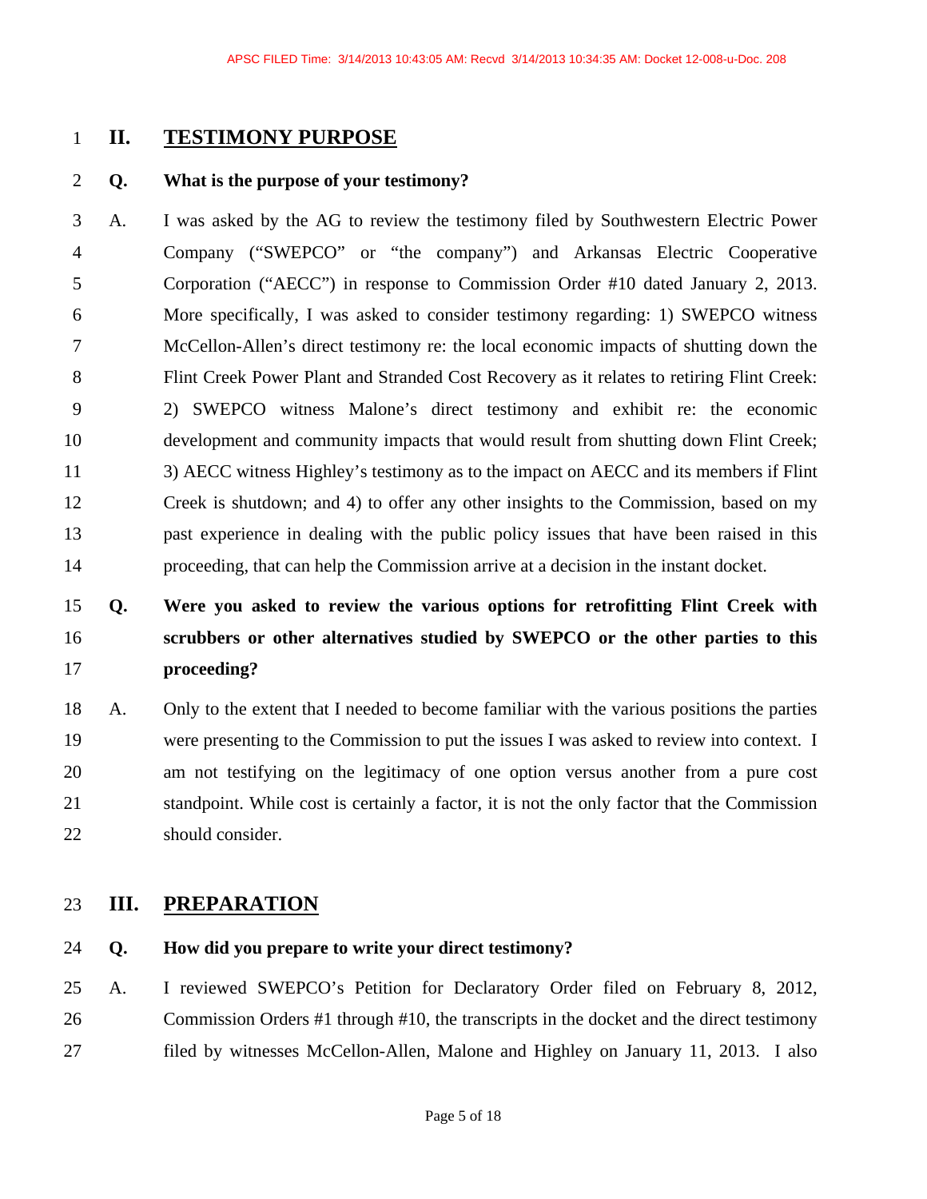## II. TESTIMONY PURPOSE

**Q. What is the purpose of your testimony?**

A. I was asked by the AG to review the testimony filed by Southwestern Electric Power Company ("SWEPCO" or "the company") and Arkansas Electric Cooperative Corporation ("AECC") in response to Commission Order #10 dated January 2, 2013. More specifically, I was asked to consider testimony regarding: 1) SWEPCO witness McCellon-Allen's direct testimony re: the local economic impacts of shutting down the Flint Creek Power Plant and Stranded Cost Recovery as it relates to retiring Flint Creek: 2) SWEPCO witness Malone's direct testimony and exhibit re: the economic development and community impacts that would result from shutting down Flint Creek; 3) AECC witness Highley's testimony as to the impact on AECC and its members if Flint Creek is shutdown; and 4) to offer any other insights to the Commission, based on my past experience in dealing with the public policy issues that have been raised in this proceeding, that can help the Commission arrive at a decision in the instant docket.

**Q. Were you asked to review the various options for retrofitting Flint Creek with scrubbers or other alternatives studied by SWEPCO or the other parties to this proceeding?**

A. Only to the extent that I needed to become familiar with the various positions the parties were presenting to the Commission to put the issues I was asked to review into context. I am not testifying on the legitimacy of one option versus another from a pure cost standpoint. While cost is certainly a factor, it is not the only factor that the Commission should consider.

## III. PREPARATION

**Q. How did you prepare to write your direct testimony?**

A. I reviewed SWEPCO's Petition for Declaratory Order filed on February 8, 2012, Commission Orders #1 through #10, the transcripts in the docket and the direct testimony filed by witnesses McCellon-Allen, Malone and Highley on January 11, 2013. I also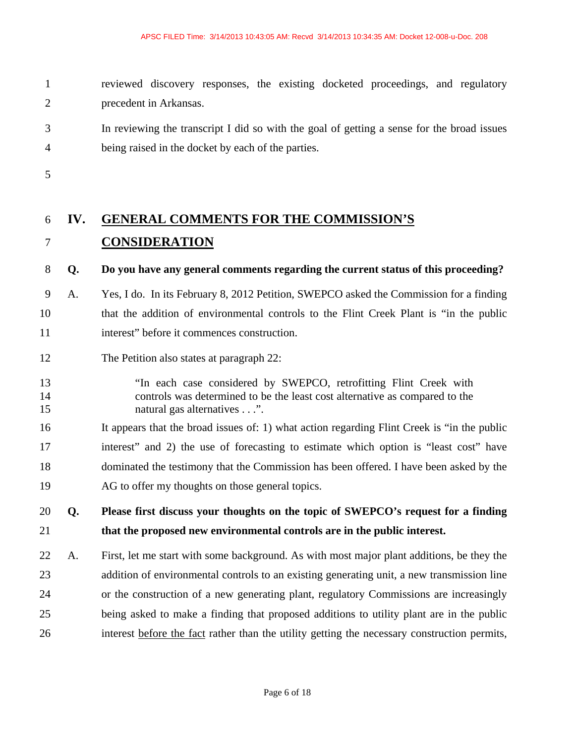reviewed discovery responses, the existing docketed proceedings, and regulatory precedent in Arkansas.

In reviewing the transcript I did so with the goal of getting a sense for the broad issues being raised in the docket by each of the parties.

## IV. GENERAL COMMENTS FOR THE COMMISSION'S CONSIDERATION

**Q. Do you have any general comments regarding the current status of this proceeding?**

A. Yes, I do. In its February 8, 2012 Petition, SWEPCO asked the Commission for a finding that the addition of environmental controls to the Flint Creek Plant is "in the public interest" before it commences construction.

The Petition also states at paragraph 22:

> "In each case considered by SWEPCO, retrofitting Flint Creek with controls was determined to be the least cost alternative as compared to the natural gas alternatives . . .".

It appears that the broad issues of: 1) what action regarding Flint Creek is "in the public interest" and 2) the use of forecasting to estimate which option is "least cost" have dominated the testimony that the Commission has been offered. I have been asked by the AG to offer my thoughts on those general topics.

**Q. Please first discuss your thoughts on the topic of SWEPCO's request for a finding that the proposed new environmental controls are in the public interest.**

A. First, let me start with some background. As with most major plant additions, be they the addition of environmental controls to an existing generating unit, a new transmission line or the construction of a new generating plant, regulatory Commissions are increasingly being asked to make a finding that proposed additions to utility plant are in the public interest <u>before the fact</u> rather than the utility getting the necessary construction permits,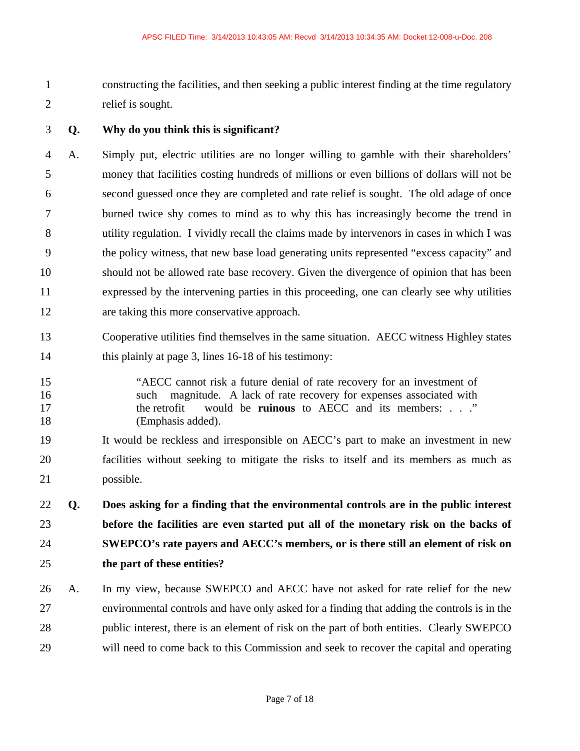constructing the facilities, and then seeking a public interest finding at the time regulatory relief is sought.

**Q. Why do you think this is significant?**

A. Simply put, electric utilities are no longer willing to gamble with their shareholders' money that facilities costing hundreds of millions or even billions of dollars will not be second guessed once they are completed and rate relief is sought. The old adage of once burned twice shy comes to mind as to why this has increasingly become the trend in utility regulation. I vividly recall the claims made by intervenors in cases in which I was the policy witness, that new base load generating units represented "excess capacity" and should not be allowed rate base recovery. Given the divergence of opinion that has been expressed by the intervening parties in this proceeding, one can clearly see why utilities are taking this more conservative approach.

Cooperative utilities find themselves in the same situation. AECC witness Highley states this plainly at page 3, lines 16-18 of his testimony:

> "AECC cannot risk a future denial of rate recovery for an investment of such magnitude. A lack of rate recovery for expenses associated with the retrofit would be **ruinous** to AECC and its members: . . ." (Emphasis added).

It would be reckless and irresponsible on AECC's part to make an investment in new facilities without seeking to mitigate the risks to itself and its members as much as possible.

**Q. Does asking for a finding that the environmental controls are in the public interest before the facilities are even started put all of the monetary risk on the backs of SWEPCO's rate payers and AECC's members, or is there still an element of risk on the part of these entities?**

A. In my view, because SWEPCO and AECC have not asked for rate relief for the new environmental controls and have only asked for a finding that adding the controls is in the public interest, there is an element of risk on the part of both entities. Clearly SWEPCO will need to come back to this Commission and seek to recover the capital and operating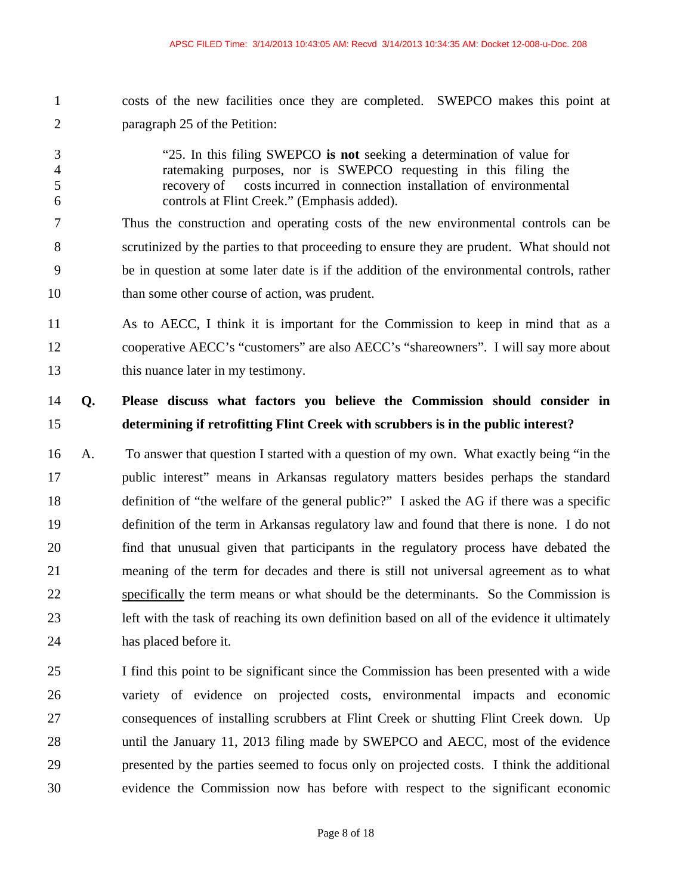costs of the new facilities once they are completed. SWEPCO makes this point at paragraph 25 of the Petition:

> "25. In this filing SWEPCO **is not** seeking a determination of value for ratemaking purposes, nor is SWEPCO requesting in this filing the recovery of costs incurred in connection installation of environmental controls at Flint Creek." (Emphasis added).

Thus the construction and operating costs of the new environmental controls can be scrutinized by the parties to that proceeding to ensure they are prudent. What should not be in question at some later date is if the addition of the environmental controls, rather than some other course of action, was prudent.

As to AECC, I think it is important for the Commission to keep in mind that as a cooperative AECC's "customers" are also AECC's "shareowners". I will say more about this nuance later in my testimony.

**Q. Please discuss what factors you believe the Commission should consider in determining if retrofitting Flint Creek with scrubbers is in the public interest?**

A. To answer that question I started with a question of my own. What exactly being "in the public interest" means in Arkansas regulatory matters besides perhaps the standard definition of "the welfare of the general public?" I asked the AG if there was a specific definition of the term in Arkansas regulatory law and found that there is none. I do not find that unusual given that participants in the regulatory process have debated the meaning of the term for decades and there is still not universal agreement as to what <u>specifically</u> the term means or what should be the determinants. So the Commission is left with the task of reaching its own definition based on all of the evidence it ultimately has placed before it.

I find this point to be significant since the Commission has been presented with a wide variety of evidence on projected costs, environmental impacts and economic consequences of installing scrubbers at Flint Creek or shutting Flint Creek down. Up until the January 11, 2013 filing made by SWEPCO and AECC, most of the evidence presented by the parties seemed to focus only on projected costs. I think the additional evidence the Commission now has before with respect to the significant economic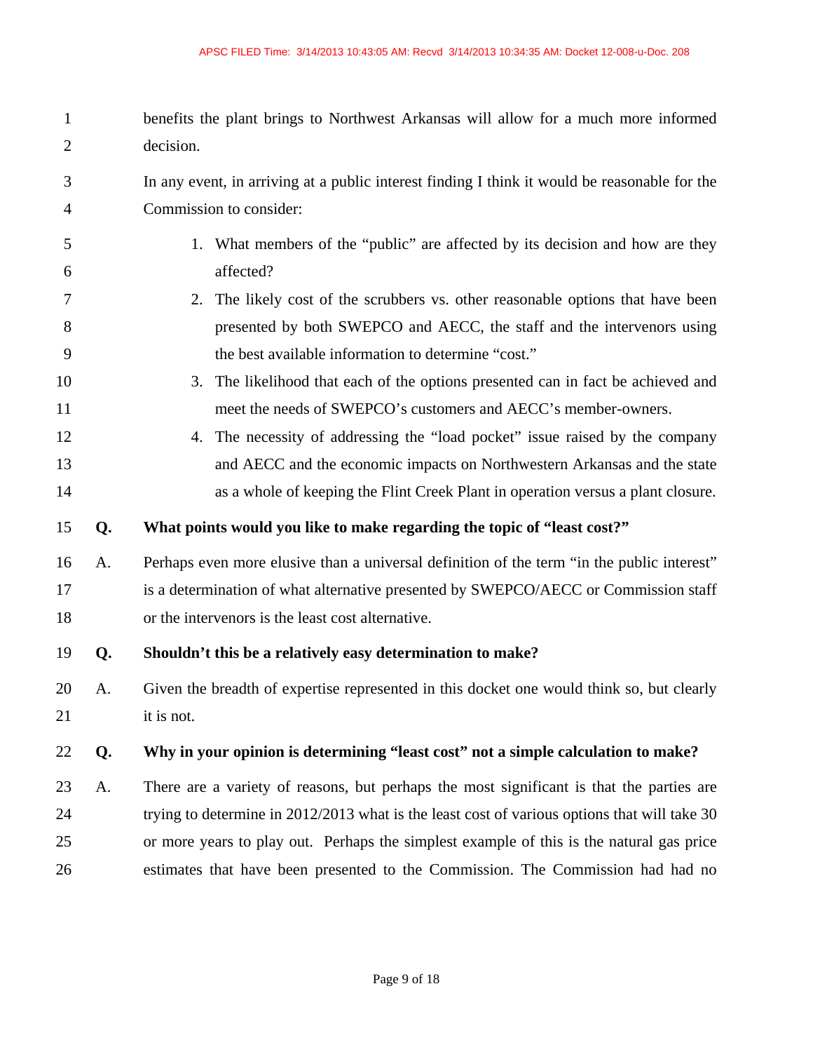benefits the plant brings to Northwest Arkansas will allow for a much more informed decision.

In any event, in arriving at a public interest finding I think it would be reasonable for the Commission to consider:

1. What members of the "public" are affected by its decision and how are they affected?
2. The likely cost of the scrubbers vs. other reasonable options that have been presented by both SWEPCO and AECC, the staff and the intervenors using the best available information to determine "cost."
3. The likelihood that each of the options presented can in fact be achieved and meet the needs of SWEPCO's customers and AECC's member-owners.
4. The necessity of addressing the "load pocket" issue raised by the company and AECC and the economic impacts on Northwestern Arkansas and the state as a whole of keeping the Flint Creek Plant in operation versus a plant closure.

**Q. What points would you like to make regarding the topic of "least cost?"**

A. Perhaps even more elusive than a universal definition of the term "in the public interest" is a determination of what alternative presented by SWEPCO/AECC or Commission staff or the intervenors is the least cost alternative.

**Q. Shouldn't this be a relatively easy determination to make?**

A. Given the breadth of expertise represented in this docket one would think so, but clearly it is not.

**Q. Why in your opinion is determining "least cost" not a simple calculation to make?**

A. There are a variety of reasons, but perhaps the most significant is that the parties are trying to determine in 2012/2013 what is the least cost of various options that will take 30 or more years to play out. Perhaps the simplest example of this is the natural gas price estimates that have been presented to the Commission. The Commission had had no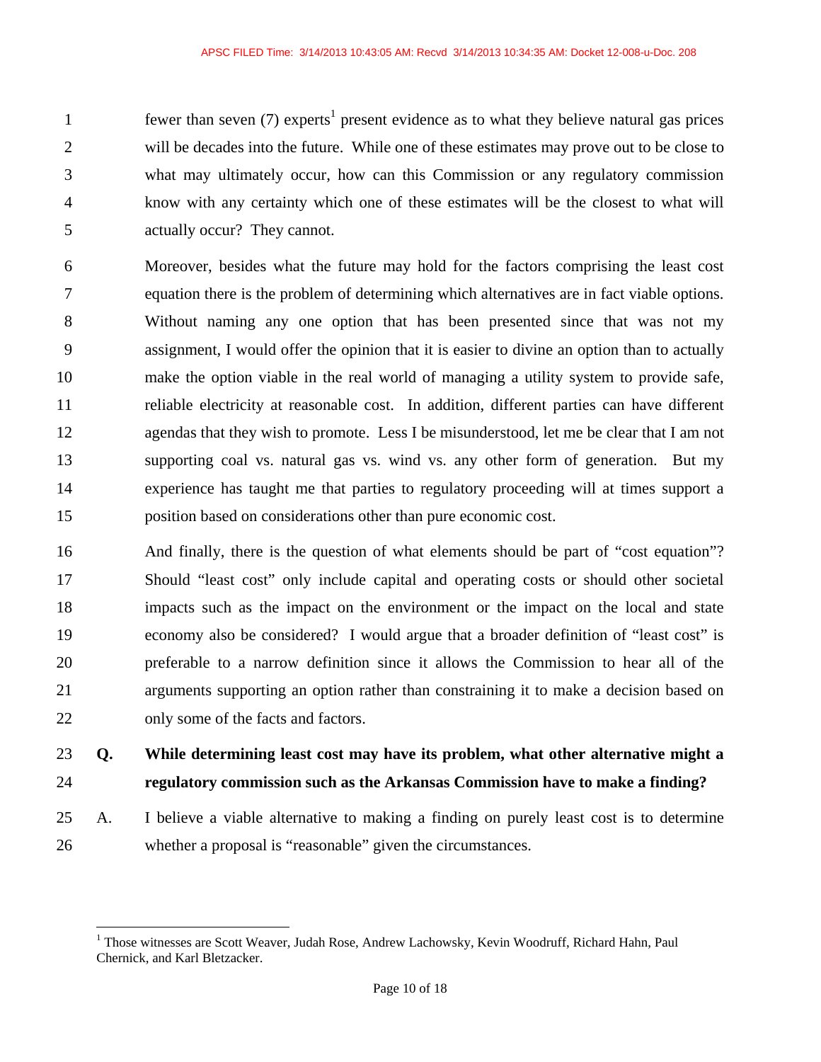fewer than seven (7) experts[1] present evidence as to what they believe natural gas prices will be decades into the future. While one of these estimates may prove out to be close to what may ultimately occur, how can this Commission or any regulatory commission know with any certainty which one of these estimates will be the closest to what will actually occur? They cannot.

Moreover, besides what the future may hold for the factors comprising the least cost equation there is the problem of determining which alternatives are in fact viable options. Without naming any one option that has been presented since that was not my assignment, I would offer the opinion that it is easier to divine an option than to actually make the option viable in the real world of managing a utility system to provide safe, reliable electricity at reasonable cost. In addition, different parties can have different agendas that they wish to promote. Less I be misunderstood, let me be clear that I am not supporting coal vs. natural gas vs. wind vs. any other form of generation. But my experience has taught me that parties to regulatory proceeding will at times support a position based on considerations other than pure economic cost.

And finally, there is the question of what elements should be part of "cost equation"? Should "least cost" only include capital and operating costs or should other societal impacts such as the impact on the environment or the impact on the local and state economy also be considered? I would argue that a broader definition of "least cost" is preferable to a narrow definition since it allows the Commission to hear all of the arguments supporting an option rather than constraining it to make a decision based on only some of the facts and factors.

**Q. While determining least cost may have its problem, what other alternative might a regulatory commission such as the Arkansas Commission have to make a finding?**

A. I believe a viable alternative to making a finding on purely least cost is to determine whether a proposal is "reasonable" given the circumstances.

[1] Those witnesses are Scott Weaver, Judah Rose, Andrew Lachowsky, Kevin Woodruff, Richard Hahn, Paul Chernick, and Karl Bletzacker.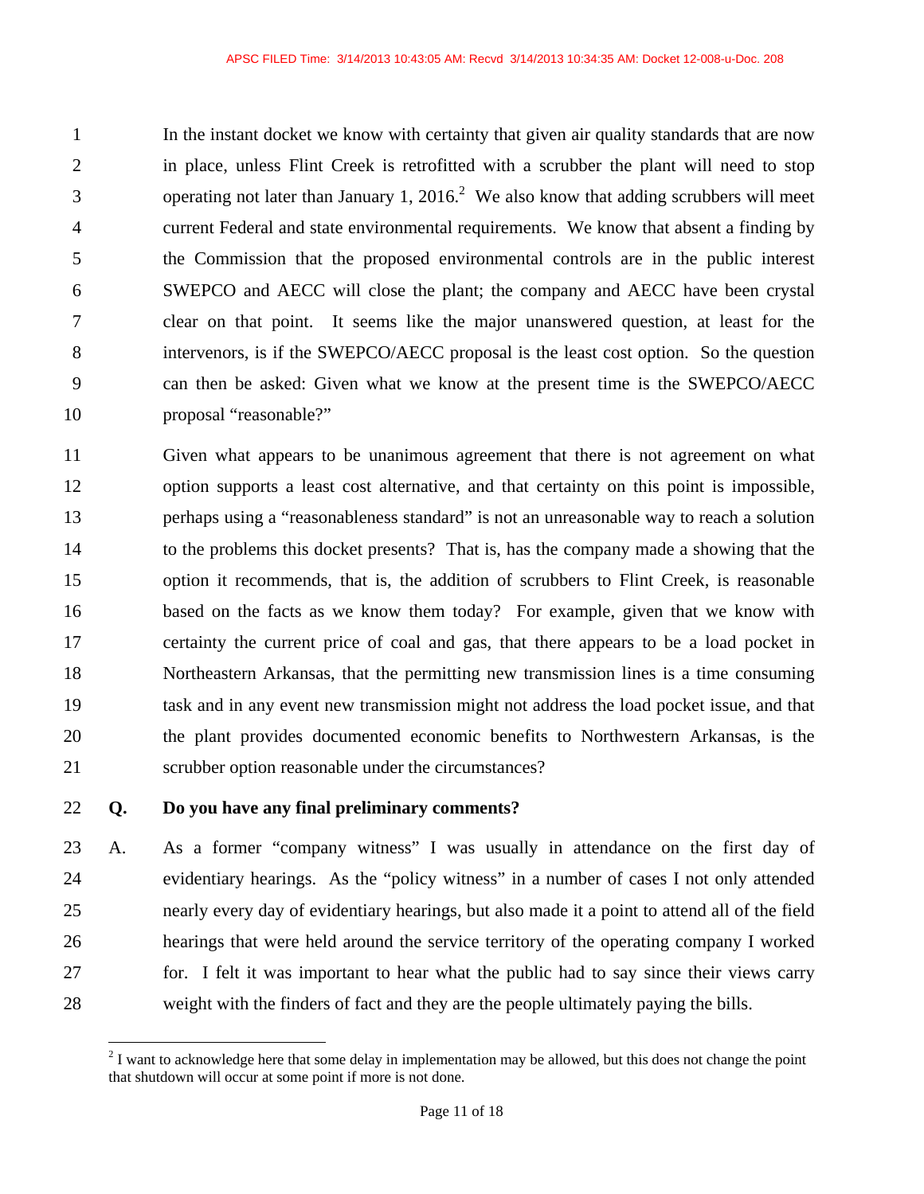In the instant docket we know with certainty that given air quality standards that are now in place, unless Flint Creek is retrofitted with a scrubber the plant will need to stop operating not later than January 1, 2016.[2] We also know that adding scrubbers will meet current Federal and state environmental requirements. We know that absent a finding by the Commission that the proposed environmental controls are in the public interest SWEPCO and AECC will close the plant; the company and AECC have been crystal clear on that point. It seems like the major unanswered question, at least for the intervenors, is if the SWEPCO/AECC proposal is the least cost option. So the question can then be asked: Given what we know at the present time is the SWEPCO/AECC proposal "reasonable?"

Given what appears to be unanimous agreement that there is not agreement on what option supports a least cost alternative, and that certainty on this point is impossible, perhaps using a "reasonableness standard" is not an unreasonable way to reach a solution to the problems this docket presents? That is, has the company made a showing that the option it recommends, that is, the addition of scrubbers to Flint Creek, is reasonable based on the facts as we know them today? For example, given that we know with certainty the current price of coal and gas, that there appears to be a load pocket in Northeastern Arkansas, that the permitting new transmission lines is a time consuming task and in any event new transmission might not address the load pocket issue, and that the plant provides documented economic benefits to Northwestern Arkansas, is the scrubber option reasonable under the circumstances?

**Q. Do you have any final preliminary comments?**

A. As a former "company witness" I was usually in attendance on the first day of evidentiary hearings. As the "policy witness" in a number of cases I not only attended nearly every day of evidentiary hearings, but also made it a point to attend all of the field hearings that were held around the service territory of the operating company I worked for. I felt it was important to hear what the public had to say since their views carry weight with the finders of fact and they are the people ultimately paying the bills.

[2] I want to acknowledge here that some delay in implementation may be allowed, but this does not change the point that shutdown will occur at some point if more is not done.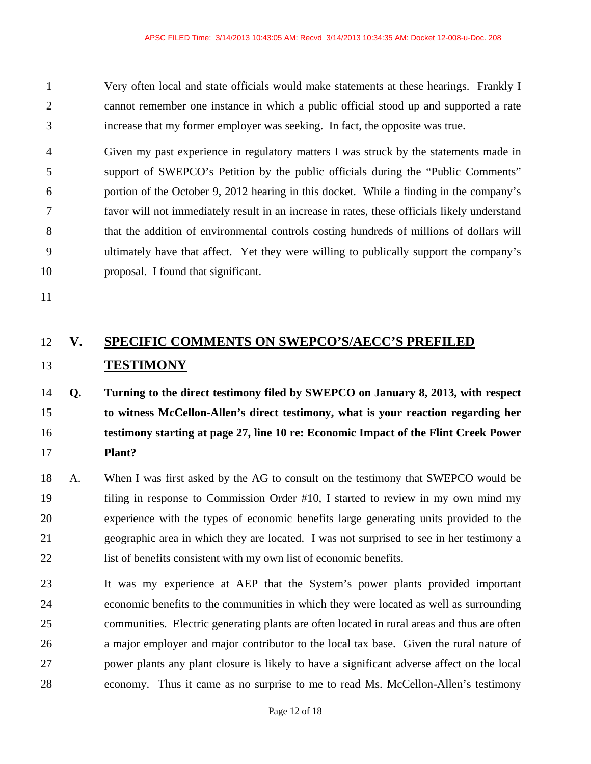Very often local and state officials would make statements at these hearings. Frankly I cannot remember one instance in which a public official stood up and supported a rate increase that my former employer was seeking. In fact, the opposite was true.

Given my past experience in regulatory matters I was struck by the statements made in support of SWEPCO's Petition by the public officials during the "Public Comments" portion of the October 9, 2012 hearing in this docket. While a finding in the company's favor will not immediately result in an increase in rates, these officials likely understand that the addition of environmental controls costing hundreds of millions of dollars will ultimately have that affect. Yet they were willing to publically support the company's proposal. I found that significant.

## V. SPECIFIC COMMENTS ON SWEPCO'S/AECC'S PREFILED TESTIMONY

**Q. Turning to the direct testimony filed by SWEPCO on January 8, 2013, with respect to witness McCellon-Allen's direct testimony, what is your reaction regarding her testimony starting at page 27, line 10 re: Economic Impact of the Flint Creek Power Plant?**

A. When I was first asked by the AG to consult on the testimony that SWEPCO would be filing in response to Commission Order #10, I started to review in my own mind my experience with the types of economic benefits large generating units provided to the geographic area in which they are located. I was not surprised to see in her testimony a list of benefits consistent with my own list of economic benefits.

It was my experience at AEP that the System's power plants provided important economic benefits to the communities in which they were located as well as surrounding communities. Electric generating plants are often located in rural areas and thus are often a major employer and major contributor to the local tax base. Given the rural nature of power plants any plant closure is likely to have a significant adverse affect on the local economy. Thus it came as no surprise to me to read Ms. McCellon-Allen's testimony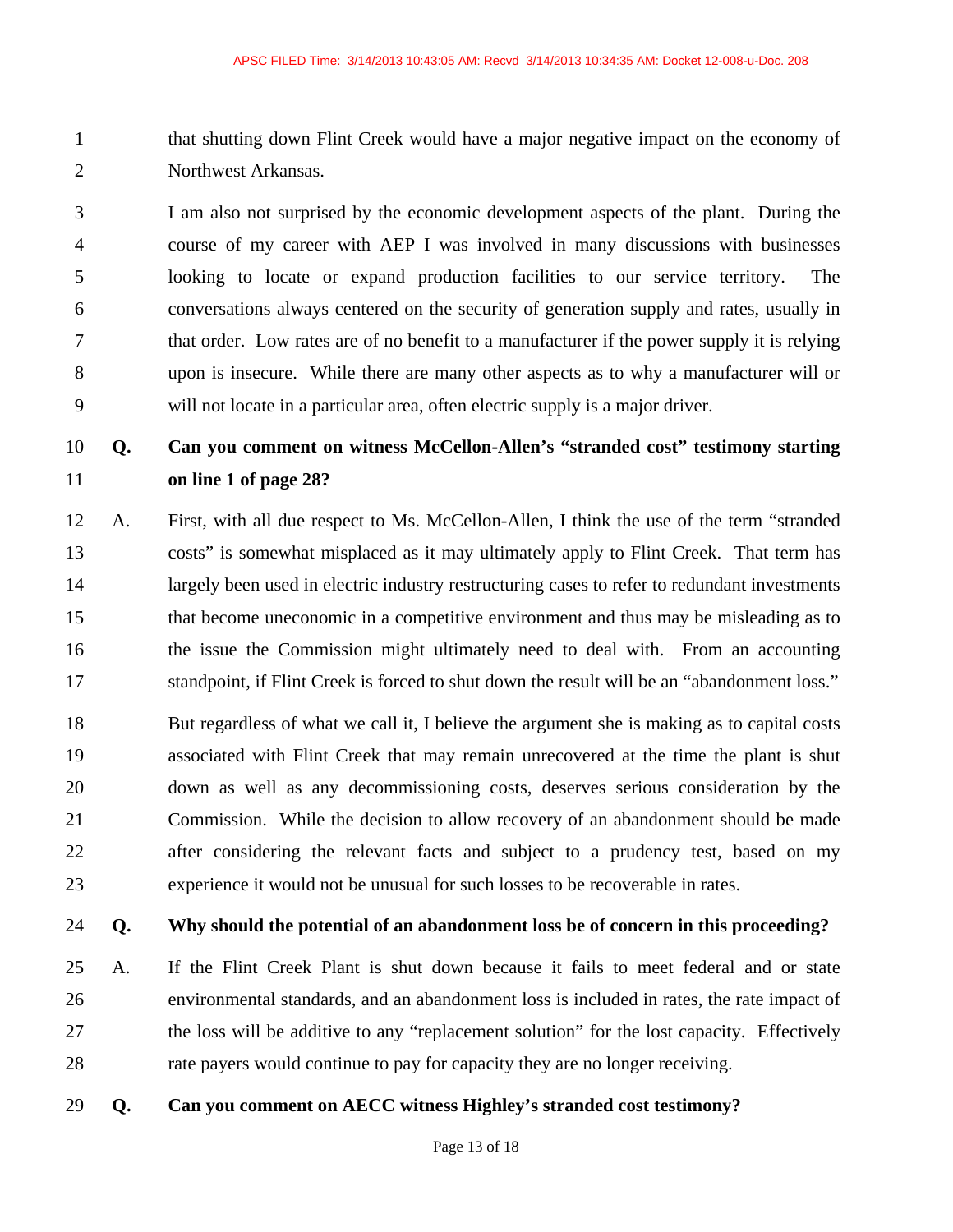that shutting down Flint Creek would have a major negative impact on the economy of Northwest Arkansas.

I am also not surprised by the economic development aspects of the plant. During the course of my career with AEP I was involved in many discussions with businesses looking to locate or expand production facilities to our service territory. The conversations always centered on the security of generation supply and rates, usually in that order. Low rates are of no benefit to a manufacturer if the power supply it is relying upon is insecure. While there are many other aspects as to why a manufacturer will or will not locate in a particular area, often electric supply is a major driver.

**Q. Can you comment on witness McCellon-Allen's "stranded cost" testimony starting on line 1 of page 28?**

A. First, with all due respect to Ms. McCellon-Allen, I think the use of the term "stranded costs" is somewhat misplaced as it may ultimately apply to Flint Creek. That term has largely been used in electric industry restructuring cases to refer to redundant investments that become uneconomic in a competitive environment and thus may be misleading as to the issue the Commission might ultimately need to deal with. From an accounting standpoint, if Flint Creek is forced to shut down the result will be an "abandonment loss."

But regardless of what we call it, I believe the argument she is making as to capital costs associated with Flint Creek that may remain unrecovered at the time the plant is shut down as well as any decommissioning costs, deserves serious consideration by the Commission. While the decision to allow recovery of an abandonment should be made after considering the relevant facts and subject to a prudency test, based on my experience it would not be unusual for such losses to be recoverable in rates.

**Q. Why should the potential of an abandonment loss be of concern in this proceeding?**

A. If the Flint Creek Plant is shut down because it fails to meet federal and or state environmental standards, and an abandonment loss is included in rates, the rate impact of the loss will be additive to any "replacement solution" for the lost capacity. Effectively rate payers would continue to pay for capacity they are no longer receiving.

**Q. Can you comment on AECC witness Highley's stranded cost testimony?**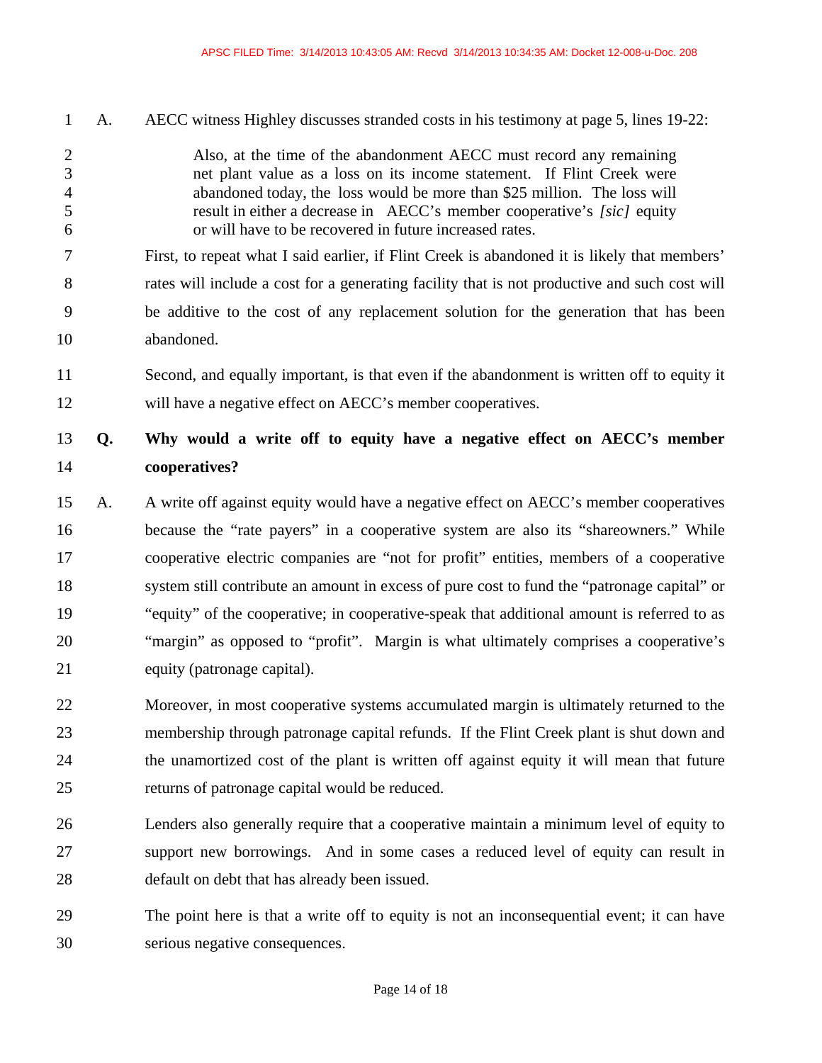A. AECC witness Highley discusses stranded costs in his testimony at page 5, lines 19-22:

> Also, at the time of the abandonment AECC must record any remaining net plant value as a loss on its income statement. If Flint Creek were abandoned today, the loss would be more than $25 million. The loss will result in either a decrease in AECC's member cooperative's *[sic]* equity or will have to be recovered in future increased rates.

First, to repeat what I said earlier, if Flint Creek is abandoned it is likely that members' rates will include a cost for a generating facility that is not productive and such cost will be additive to the cost of any replacement solution for the generation that has been abandoned.

Second, and equally important, is that even if the abandonment is written off to equity it will have a negative effect on AECC's member cooperatives.

**Q. Why would a write off to equity have a negative effect on AECC's member cooperatives?**

A. A write off against equity would have a negative effect on AECC's member cooperatives because the "rate payers" in a cooperative system are also its "shareowners." While cooperative electric companies are "not for profit" entities, members of a cooperative system still contribute an amount in excess of pure cost to fund the "patronage capital" or "equity" of the cooperative; in cooperative-speak that additional amount is referred to as "margin" as opposed to "profit". Margin is what ultimately comprises a cooperative's equity (patronage capital).

Moreover, in most cooperative systems accumulated margin is ultimately returned to the membership through patronage capital refunds. If the Flint Creek plant is shut down and the unamortized cost of the plant is written off against equity it will mean that future returns of patronage capital would be reduced.

Lenders also generally require that a cooperative maintain a minimum level of equity to support new borrowings. And in some cases a reduced level of equity can result in default on debt that has already been issued.

The point here is that a write off to equity is not an inconsequential event; it can have serious negative consequences.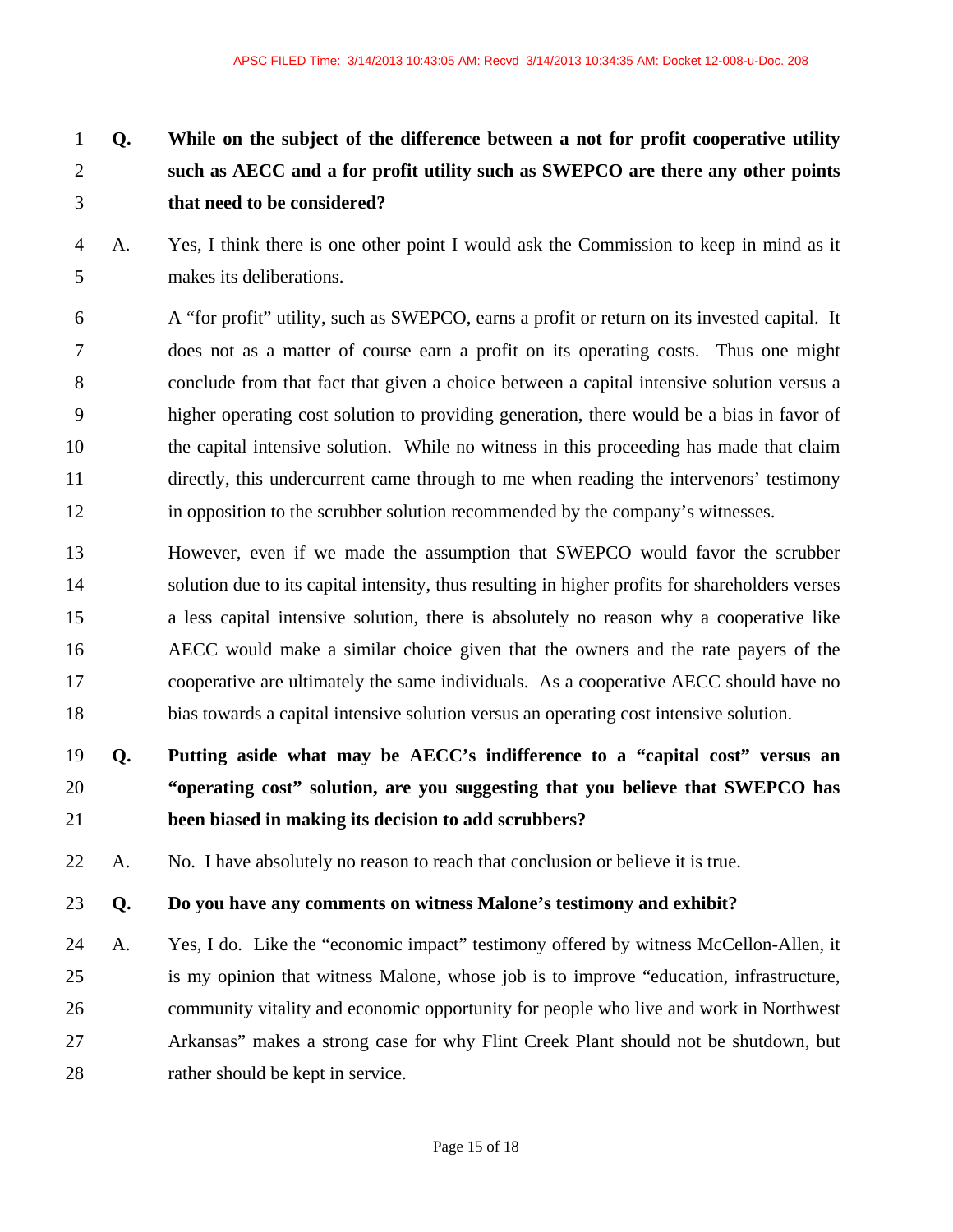**Q. While on the subject of the difference between a not for profit cooperative utility such as AECC and a for profit utility such as SWEPCO are there any other points that need to be considered?**

A. Yes, I think there is one other point I would ask the Commission to keep in mind as it makes its deliberations.

A "for profit" utility, such as SWEPCO, earns a profit or return on its invested capital. It does not as a matter of course earn a profit on its operating costs. Thus one might conclude from that fact that given a choice between a capital intensive solution versus a higher operating cost solution to providing generation, there would be a bias in favor of the capital intensive solution. While no witness in this proceeding has made that claim directly, this undercurrent came through to me when reading the intervenors' testimony in opposition to the scrubber solution recommended by the company's witnesses.

However, even if we made the assumption that SWEPCO would favor the scrubber solution due to its capital intensity, thus resulting in higher profits for shareholders verses a less capital intensive solution, there is absolutely no reason why a cooperative like AECC would make a similar choice given that the owners and the rate payers of the cooperative are ultimately the same individuals. As a cooperative AECC should have no bias towards a capital intensive solution versus an operating cost intensive solution.

**Q. Putting aside what may be AECC's indifference to a "capital cost" versus an "operating cost" solution, are you suggesting that you believe that SWEPCO has been biased in making its decision to add scrubbers?**

A. No. I have absolutely no reason to reach that conclusion or believe it is true.

**Q. Do you have any comments on witness Malone's testimony and exhibit?**

A. Yes, I do. Like the "economic impact" testimony offered by witness McCellon-Allen, it is my opinion that witness Malone, whose job is to improve "education, infrastructure, community vitality and economic opportunity for people who live and work in Northwest Arkansas" makes a strong case for why Flint Creek Plant should not be shutdown, but rather should be kept in service.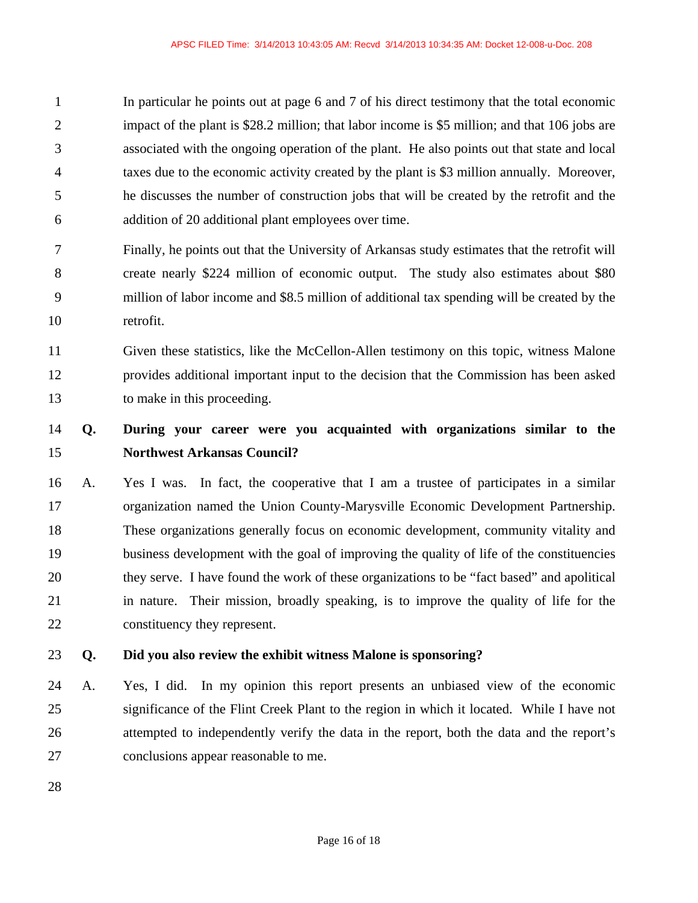In particular he points out at page 6 and 7 of his direct testimony that the total economic impact of the plant is $28.2 million; that labor income is $5 million; and that 106 jobs are associated with the ongoing operation of the plant. He also points out that state and local taxes due to the economic activity created by the plant is $3 million annually. Moreover, he discusses the number of construction jobs that will be created by the retrofit and the addition of 20 additional plant employees over time.

Finally, he points out that the University of Arkansas study estimates that the retrofit will create nearly $224 million of economic output. The study also estimates about $80 million of labor income and $8.5 million of additional tax spending will be created by the retrofit.

Given these statistics, like the McCellon-Allen testimony on this topic, witness Malone provides additional important input to the decision that the Commission has been asked to make in this proceeding.

**Q. During your career were you acquainted with organizations similar to the Northwest Arkansas Council?**

A. Yes I was. In fact, the cooperative that I am a trustee of participates in a similar organization named the Union County-Marysville Economic Development Partnership. These organizations generally focus on economic development, community vitality and business development with the goal of improving the quality of life of the constituencies they serve. I have found the work of these organizations to be "fact based" and apolitical in nature. Their mission, broadly speaking, is to improve the quality of life for the constituency they represent.

**Q. Did you also review the exhibit witness Malone is sponsoring?**

A. Yes, I did. In my opinion this report presents an unbiased view of the economic significance of the Flint Creek Plant to the region in which it located. While I have not attempted to independently verify the data in the report, both the data and the report's conclusions appear reasonable to me.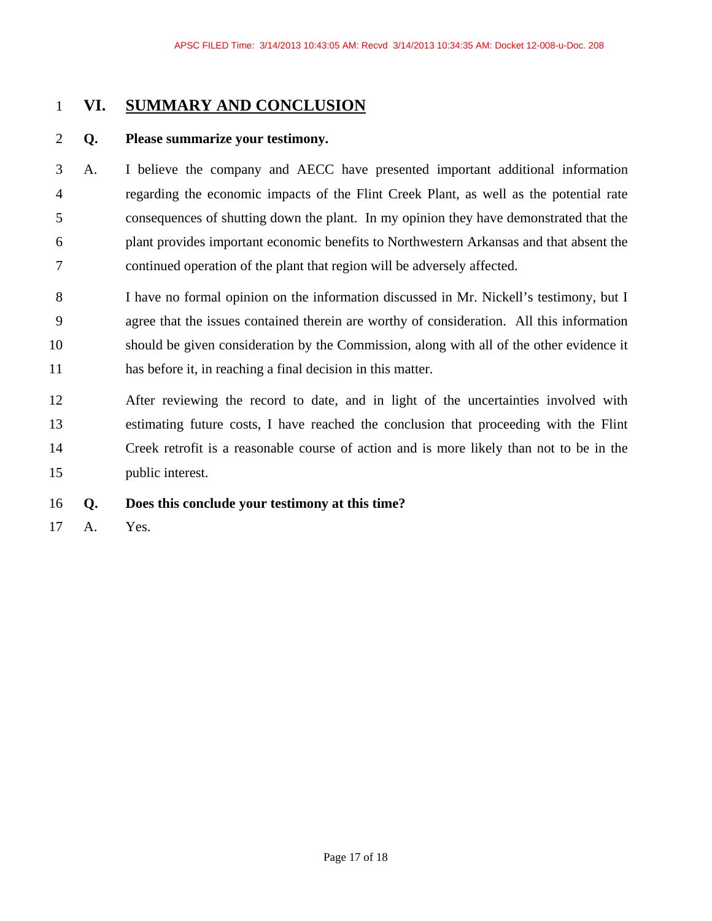## VI. SUMMARY AND CONCLUSION

**Q. Please summarize your testimony.**

A. I believe the company and AECC have presented important additional information regarding the economic impacts of the Flint Creek Plant, as well as the potential rate consequences of shutting down the plant. In my opinion they have demonstrated that the plant provides important economic benefits to Northwestern Arkansas and that absent the continued operation of the plant that region will be adversely affected.

I have no formal opinion on the information discussed in Mr. Nickell's testimony, but I agree that the issues contained therein are worthy of consideration. All this information should be given consideration by the Commission, along with all of the other evidence it has before it, in reaching a final decision in this matter.

After reviewing the record to date, and in light of the uncertainties involved with estimating future costs, I have reached the conclusion that proceeding with the Flint Creek retrofit is a reasonable course of action and is more likely than not to be in the public interest.

**Q. Does this conclude your testimony at this time?**

A. Yes.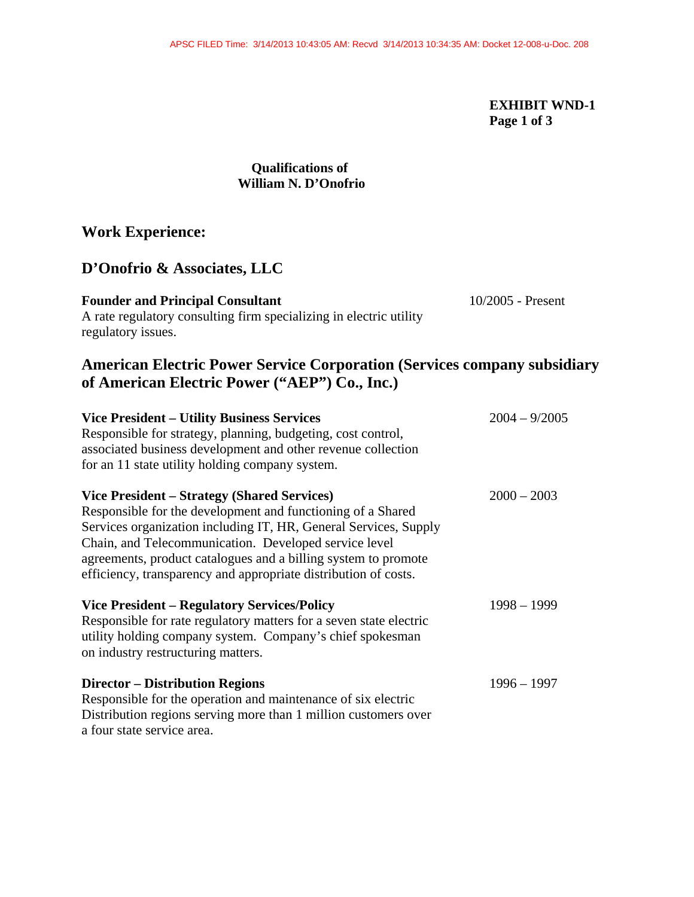**EXHIBIT WND-1**
**Page 1 of 3**

**Qualifications of**
**William N. D'Onofrio**

## Work Experience:

## D'Onofrio & Associates, LLC

**Founder and Principal Consultant** — 10/2005 - Present
A rate regulatory consulting firm specializing in electric utility regulatory issues.

## American Electric Power Service Corporation (Services company subsidiary of American Electric Power ("AEP") Co., Inc.)

**Vice President – Utility Business Services** — 2004 – 9/2005
Responsible for strategy, planning, budgeting, cost control, associated business development and other revenue collection for an 11 state utility holding company system.

**Vice President – Strategy (Shared Services)** — 2000 – 2003
Responsible for the development and functioning of a Shared Services organization including IT, HR, General Services, Supply Chain, and Telecommunication. Developed service level agreements, product catalogues and a billing system to promote efficiency, transparency and appropriate distribution of costs.

**Vice President – Regulatory Services/Policy** — 1998 – 1999
Responsible for rate regulatory matters for a seven state electric utility holding company system. Company's chief spokesman on industry restructuring matters.

**Director – Distribution Regions** — 1996 – 1997
Responsible for the operation and maintenance of six electric Distribution regions serving more than 1 million customers over a four state service area.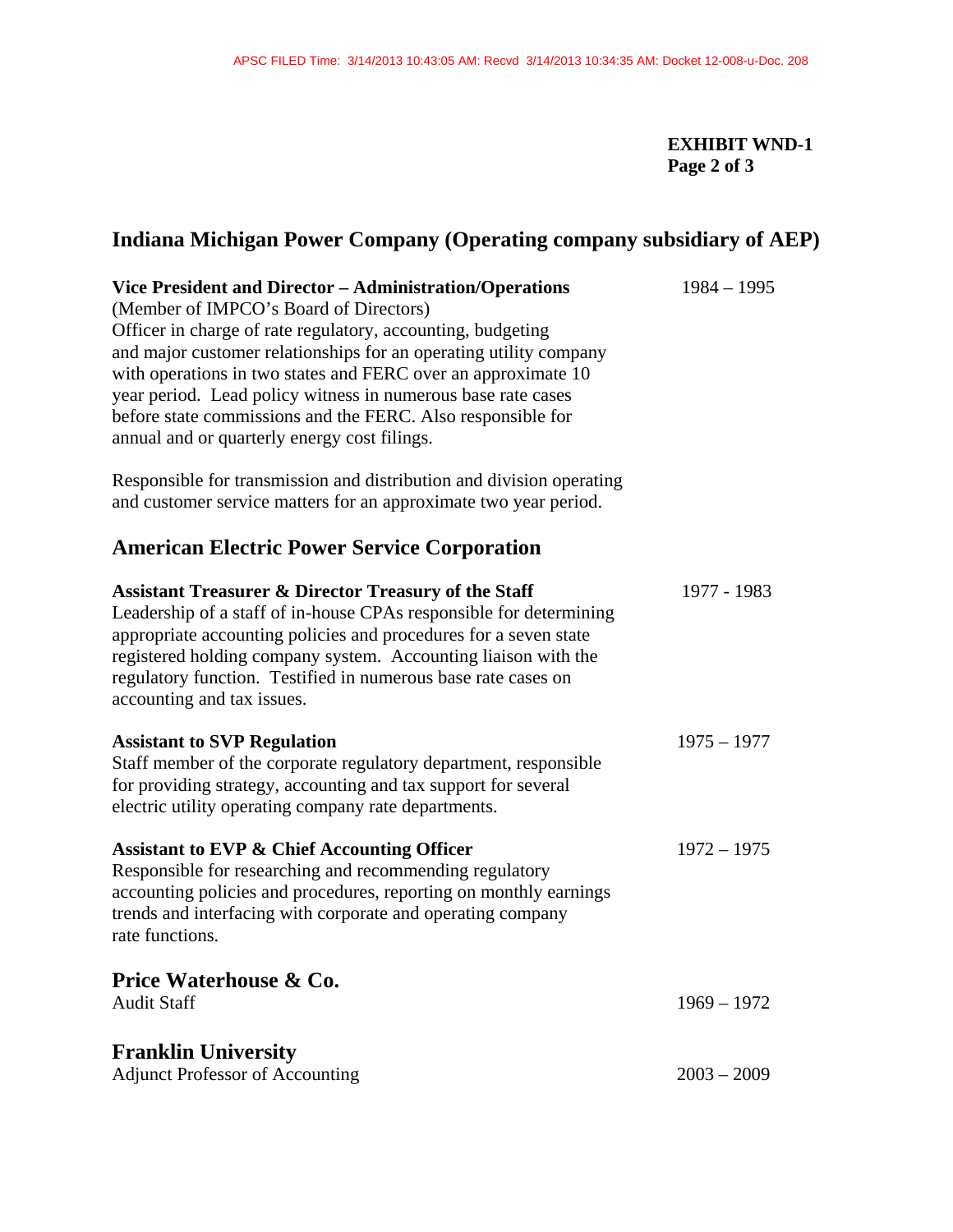**EXHIBIT WND-1**
**Page 2 of 3**

## Indiana Michigan Power Company (Operating company subsidiary of AEP)

**Vice President and Director – Administration/Operations** 1984 – 1995
(Member of IMPCO's Board of Directors)
Officer in charge of rate regulatory, accounting, budgeting and major customer relationships for an operating utility company with operations in two states and FERC over an approximate 10 year period. Lead policy witness in numerous base rate cases before state commissions and the FERC. Also responsible for annual and or quarterly energy cost filings.

Responsible for transmission and distribution and division operating and customer service matters for an approximate two year period.

## American Electric Power Service Corporation

**Assistant Treasurer & Director Treasury of the Staff** 1977 - 1983
Leadership of a staff of in-house CPAs responsible for determining appropriate accounting policies and procedures for a seven state registered holding company system. Accounting liaison with the regulatory function. Testified in numerous base rate cases on accounting and tax issues.

**Assistant to SVP Regulation** 1975 – 1977
Staff member of the corporate regulatory department, responsible for providing strategy, accounting and tax support for several electric utility operating company rate departments.

**Assistant to EVP & Chief Accounting Officer** 1972 – 1975
Responsible for researching and recommending regulatory accounting policies and procedures, reporting on monthly earnings trends and interfacing with corporate and operating company rate functions.

## Price Waterhouse & Co.

Audit Staff 1969 – 1972

## Franklin University

Adjunct Professor of Accounting 2003 – 2009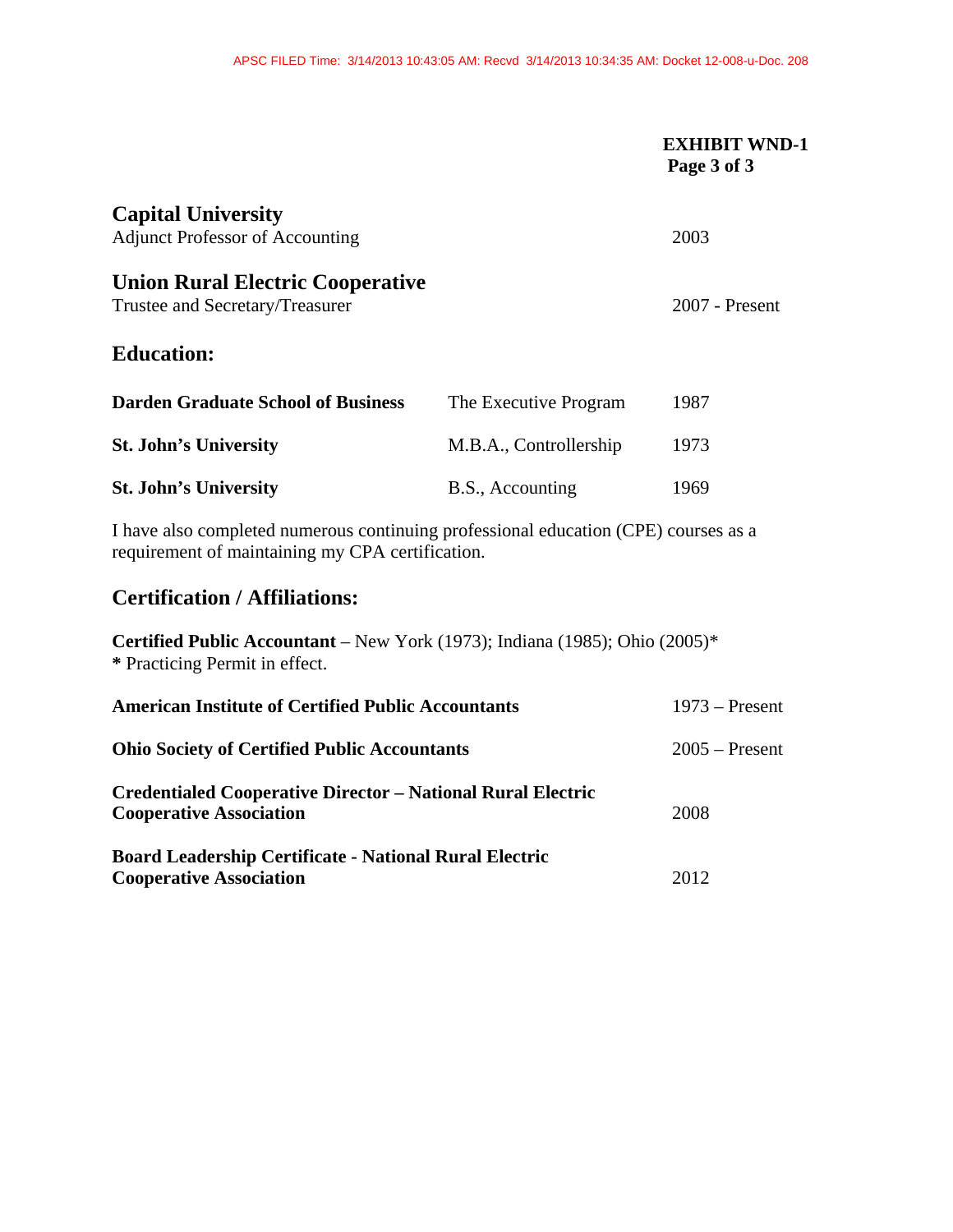**EXHIBIT WND-1**
**Page 3 of 3**

### Capital University
Adjunct Professor of Accounting — 2003

### Union Rural Electric Cooperative
Trustee and Secretary/Treasurer — 2007 - Present

## Education:

| | | |
|---|---|---|
| **Darden Graduate School of Business** | The Executive Program | 1987 |
| **St. John's University** | M.B.A., Controllership | 1973 |
| **St. John's University** | B.S., Accounting | 1969 |

I have also completed numerous continuing professional education (CPE) courses as a requirement of maintaining my CPA certification.

## Certification / Affiliations:

**Certified Public Accountant** – New York (1973); Indiana (1985); Ohio (2005)*
**\*** Practicing Permit in effect.

| | |
|---|---|
| **American Institute of Certified Public Accountants** | 1973 – Present |
| **Ohio Society of Certified Public Accountants** | 2005 – Present |
| **Credentialed Cooperative Director – National Rural Electric Cooperative Association** | 2008 |
| **Board Leadership Certificate - National Rural Electric Cooperative Association** | 2012 |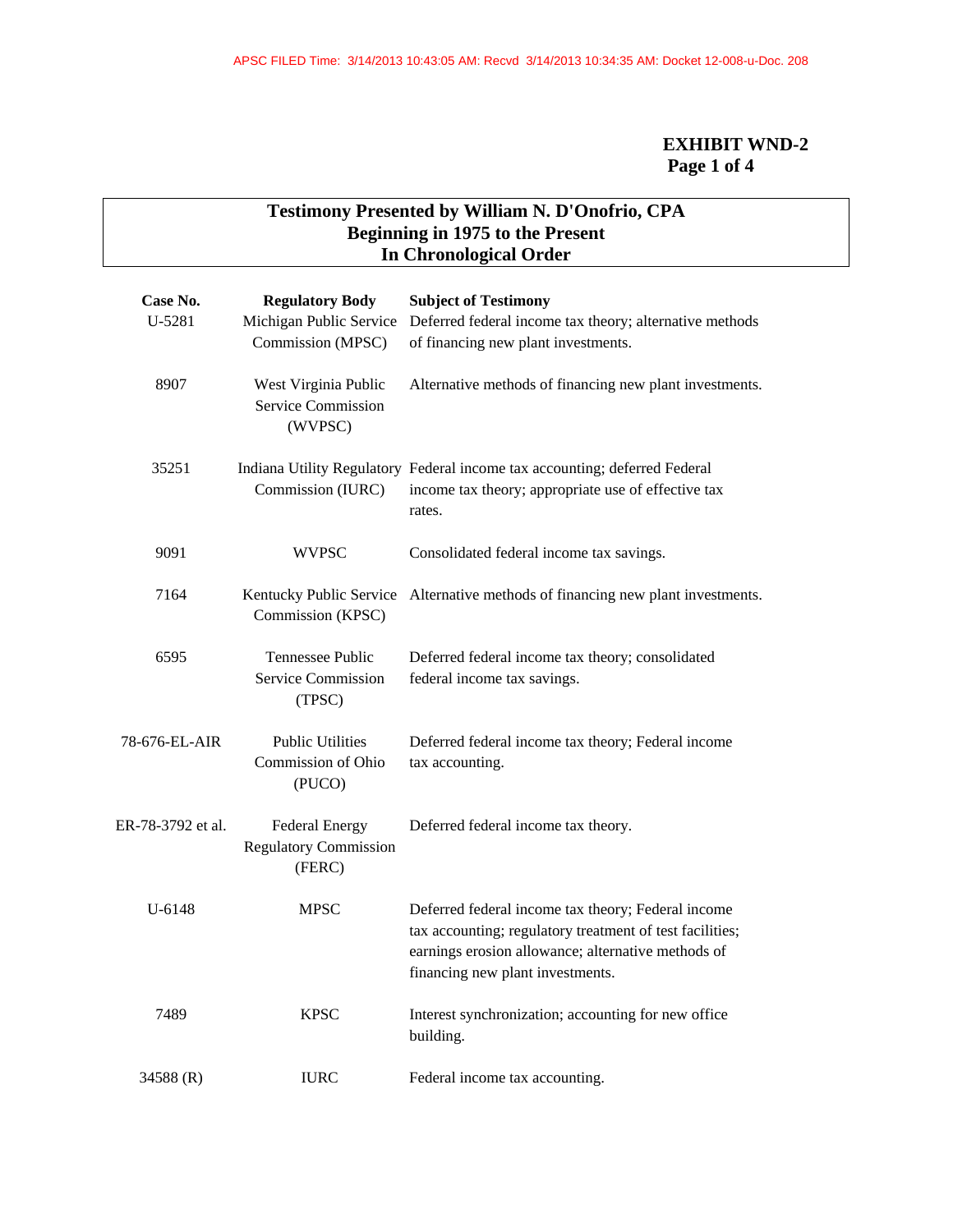**EXHIBIT WND-2**
**Page 1 of 4**

## Testimony Presented by William N. D'Onofrio, CPA
## Beginning in 1975 to the Present
## In Chronological Order

| Case No. | Regulatory Body | Subject of Testimony |
|---|---|---|
| U-5281 | Michigan Public Service Commission (MPSC) | Deferred federal income tax theory; alternative methods of financing new plant investments. |
| 8907 | West Virginia Public Service Commission (WVPSC) | Alternative methods of financing new plant investments. |
| 35251 | Indiana Utility Regulatory Commission (IURC) | Federal income tax accounting; deferred Federal income tax theory; appropriate use of effective tax rates. |
| 9091 | WVPSC | Consolidated federal income tax savings. |
| 7164 | Kentucky Public Service Commission (KPSC) | Alternative methods of financing new plant investments. |
| 6595 | Tennessee Public Service Commission (TPSC) | Deferred federal income tax theory; consolidated federal income tax savings. |
| 78-676-EL-AIR | Public Utilities Commission of Ohio (PUCO) | Deferred federal income tax theory; Federal income tax accounting. |
| ER-78-3792 et al. | Federal Energy Regulatory Commission (FERC) | Deferred federal income tax theory. |
| U-6148 | MPSC | Deferred federal income tax theory; Federal income tax accounting; regulatory treatment of test facilities; earnings erosion allowance; alternative methods of financing new plant investments. |
| 7489 | KPSC | Interest synchronization; accounting for new office building. |
| 34588 (R) | IURC | Federal income tax accounting. |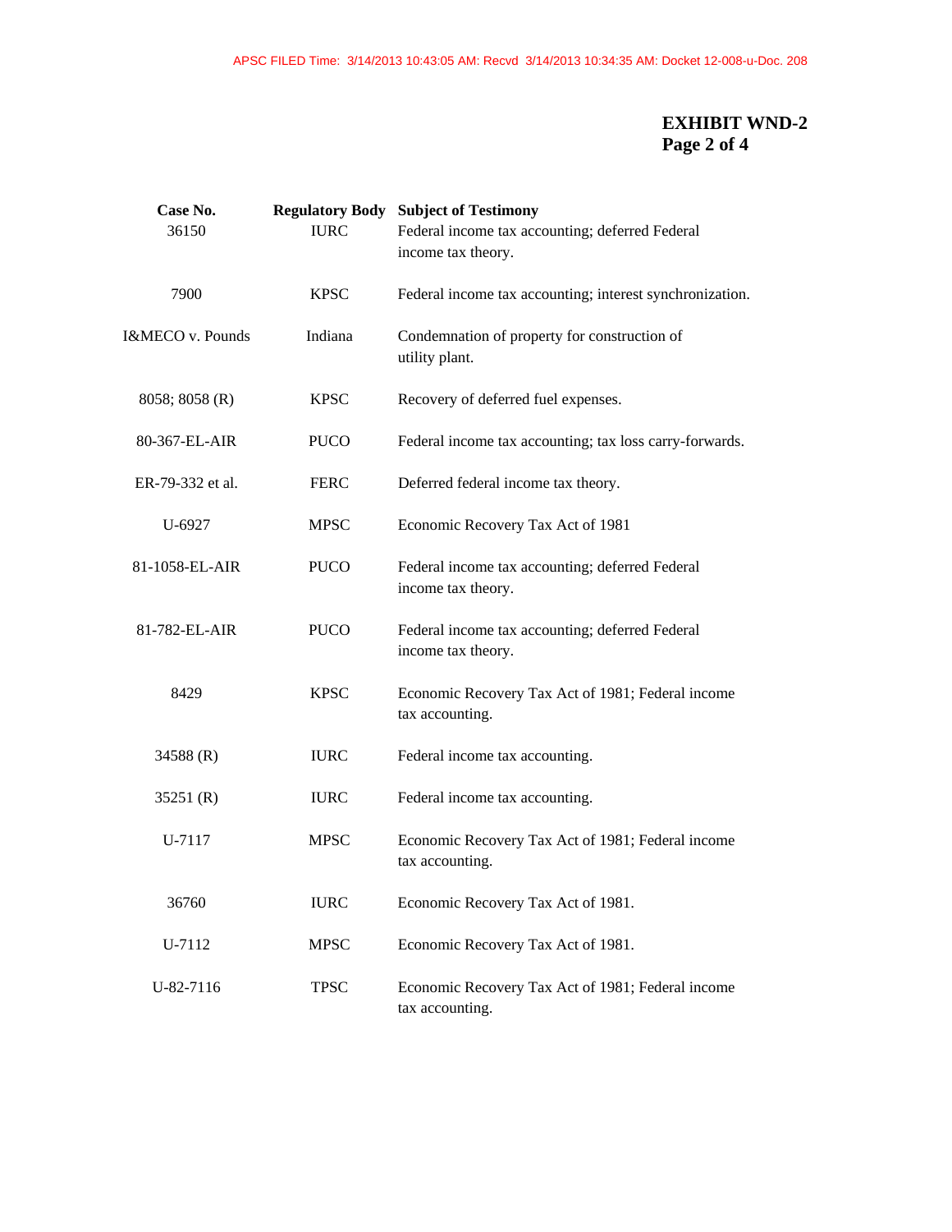**EXHIBIT WND-2**
**Page 2 of 4**

| Case No. | Regulatory Body | Subject of Testimony |
|---|---|---|
| 36150 | IURC | Federal income tax accounting; deferred Federal income tax theory. |
| 7900 | KPSC | Federal income tax accounting; interest synchronization. |
| I&MECO v. Pounds | Indiana | Condemnation of property for construction of utility plant. |
| 8058; 8058 (R) | KPSC | Recovery of deferred fuel expenses. |
| 80-367-EL-AIR | PUCO | Federal income tax accounting; tax loss carry-forwards. |
| ER-79-332 et al. | FERC | Deferred federal income tax theory. |
| U-6927 | MPSC | Economic Recovery Tax Act of 1981 |
| 81-1058-EL-AIR | PUCO | Federal income tax accounting; deferred Federal income tax theory. |
| 81-782-EL-AIR | PUCO | Federal income tax accounting; deferred Federal income tax theory. |
| 8429 | KPSC | Economic Recovery Tax Act of 1981; Federal income tax accounting. |
| 34588 (R) | IURC | Federal income tax accounting. |
| 35251 (R) | IURC | Federal income tax accounting. |
| U-7117 | MPSC | Economic Recovery Tax Act of 1981; Federal income tax accounting. |
| 36760 | IURC | Economic Recovery Tax Act of 1981. |
| U-7112 | MPSC | Economic Recovery Tax Act of 1981. |
| U-82-7116 | TPSC | Economic Recovery Tax Act of 1981; Federal income tax accounting. |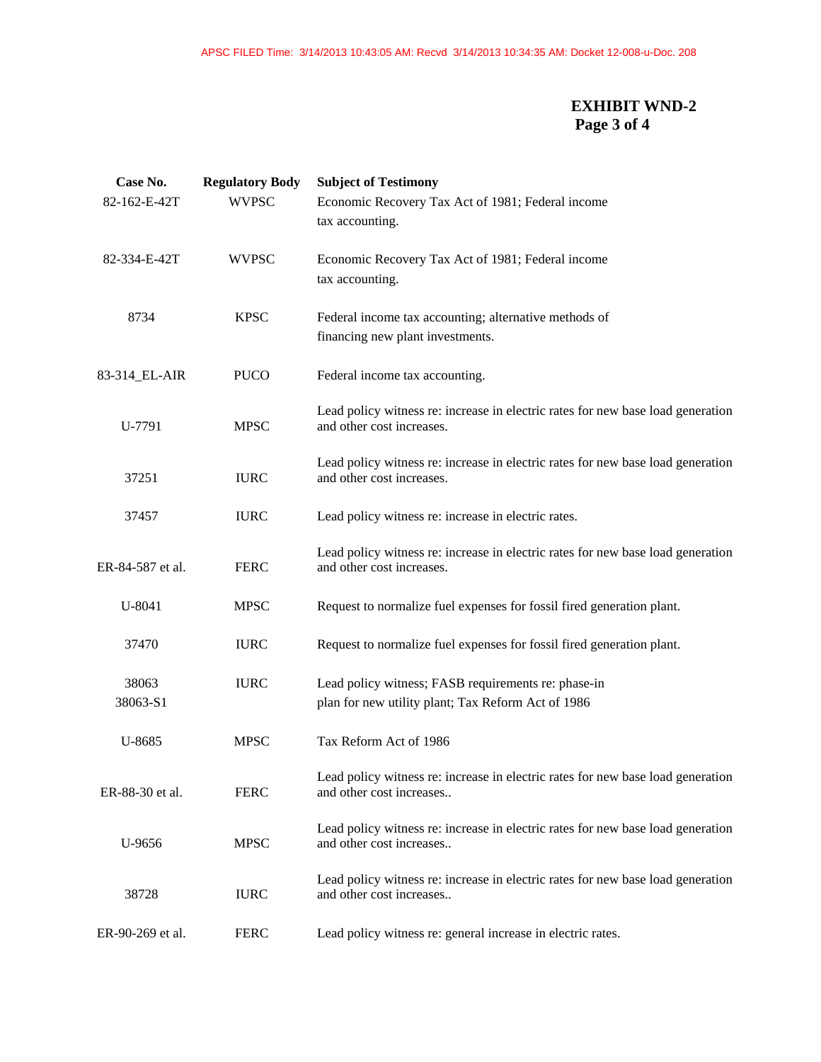**EXHIBIT WND-2**
**Page 3 of 4**

| Case No. | Regulatory Body | Subject of Testimony |
|---|---|---|
| 82-162-E-42T | WVPSC | Economic Recovery Tax Act of 1981; Federal income tax accounting. |
| 82-334-E-42T | WVPSC | Economic Recovery Tax Act of 1981; Federal income tax accounting. |
| 8734 | KPSC | Federal income tax accounting; alternative methods of financing new plant investments. |
| 83-314_EL-AIR | PUCO | Federal income tax accounting. |
| U-7791 | MPSC | Lead policy witness re: increase in electric rates for new base load generation and other cost increases. |
| 37251 | IURC | Lead policy witness re: increase in electric rates for new base load generation and other cost increases. |
| 37457 | IURC | Lead policy witness re: increase in electric rates. |
| ER-84-587 et al. | FERC | Lead policy witness re: increase in electric rates for new base load generation and other cost increases. |
| U-8041 | MPSC | Request to normalize fuel expenses for fossil fired generation plant. |
| 37470 | IURC | Request to normalize fuel expenses for fossil fired generation plant. |
| 38063<br>38063-S1 | IURC | Lead policy witness; FASB requirements re: phase-in plan for new utility plant; Tax Reform Act of 1986 |
| U-8685 | MPSC | Tax Reform Act of 1986 |
| ER-88-30 et al. | FERC | Lead policy witness re: increase in electric rates for new base load generation and other cost increases.. |
| U-9656 | MPSC | Lead policy witness re: increase in electric rates for new base load generation and other cost increases.. |
| 38728 | IURC | Lead policy witness re: increase in electric rates for new base load generation and other cost increases.. |
| ER-90-269 et al. | FERC | Lead policy witness re: general increase in electric rates. |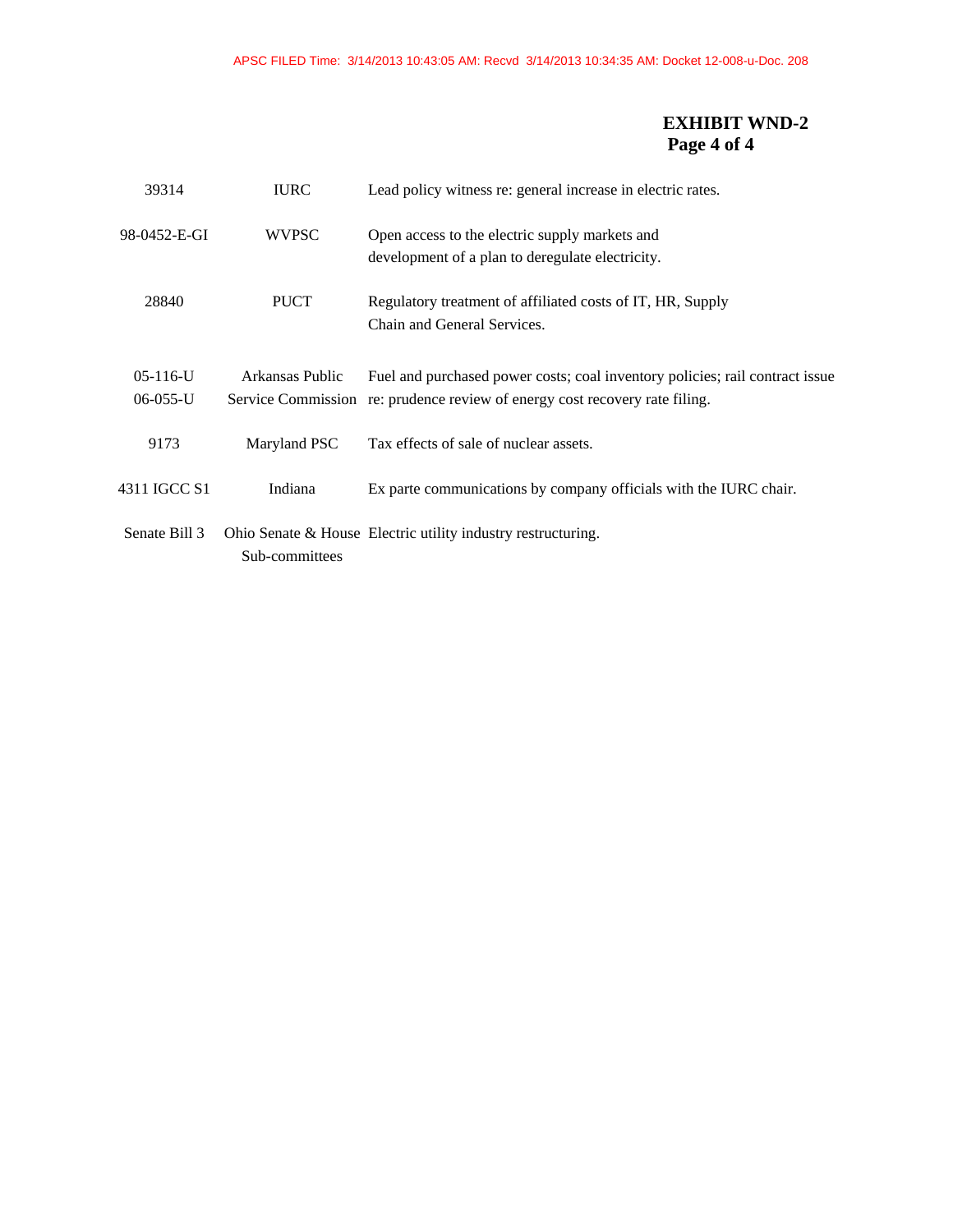**EXHIBIT WND-2**
**Page 4 of 4**

| | | |
|---|---|---|
| 39314 | IURC | Lead policy witness re: general increase in electric rates. |
| 98-0452-E-GI | WVPSC | Open access to the electric supply markets and development of a plan to deregulate electricity. |
| 28840 | PUCT | Regulatory treatment of affiliated costs of IT, HR, Supply Chain and General Services. |
| 05-116-U 06-055-U | Arkansas Public Service Commission | Fuel and purchased power costs; coal inventory policies; rail contract issue re: prudence review of energy cost recovery rate filing. |
| 9173 | Maryland PSC | Tax effects of sale of nuclear assets. |
| 4311 IGCC S1 | Indiana | Ex parte communications by company officials with the IURC chair. |
| Senate Bill 3 | Ohio Senate & House Sub-committees | Electric utility industry restructuring. |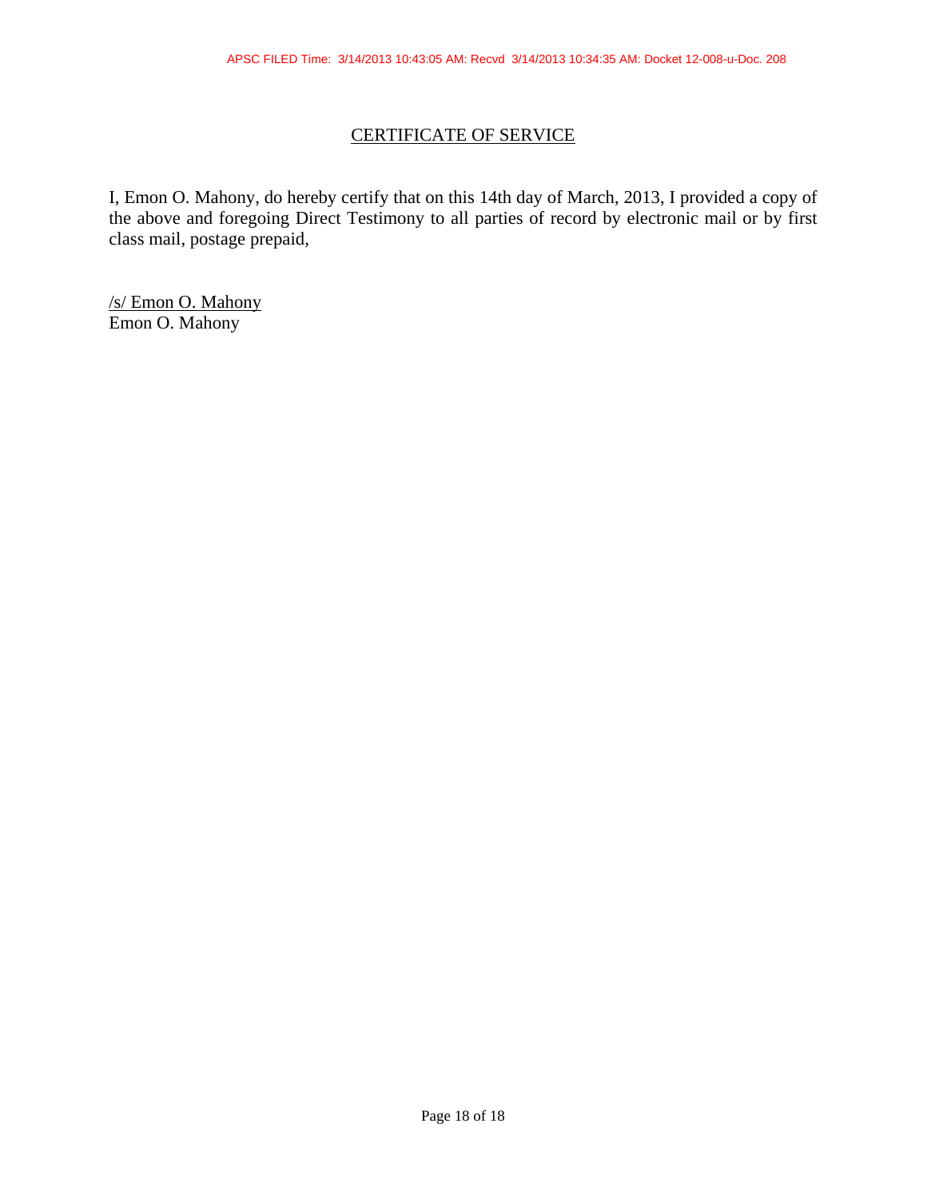## CERTIFICATE OF SERVICE

I, Emon O. Mahony, do hereby certify that on this 14th day of March, 2013, I provided a copy of the above and foregoing Direct Testimony to all parties of record by electronic mail or by first class mail, postage prepaid,

/s/ Emon O. Mahony
Emon O. Mahony